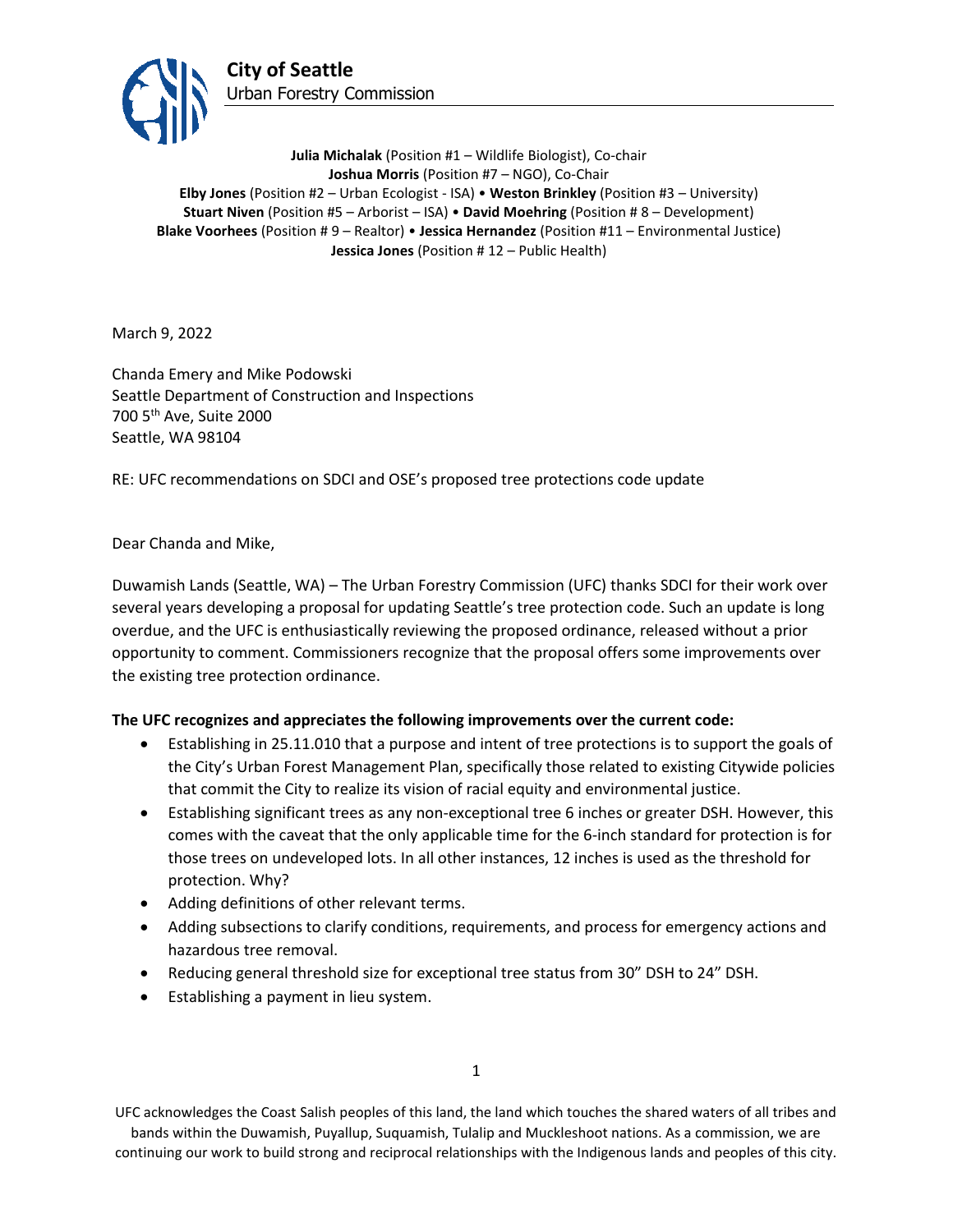**City of Seattle**
Urban Forestry Commission

**Julia Michalak** (Position #1 – Wildlife Biologist), Co-chair
**Joshua Morris** (Position #7 – NGO), Co-Chair
**Elby Jones** (Position #2 – Urban Ecologist - ISA) • **Weston Brinkley** (Position #3 – University)
**Stuart Niven** (Position #5 – Arborist – ISA) • **David Moehring** (Position # 8 – Development)
**Blake Voorhees** (Position # 9 – Realtor) • **Jessica Hernandez** (Position #11 – Environmental Justice)
**Jessica Jones** (Position # 12 – Public Health)

March 9, 2022

Chanda Emery and Mike Podowski
Seattle Department of Construction and Inspections
700 5th Ave, Suite 2000
Seattle, WA 98104

RE: UFC recommendations on SDCI and OSE's proposed tree protections code update

Dear Chanda and Mike,

Duwamish Lands (Seattle, WA) – The Urban Forestry Commission (UFC) thanks SDCI for their work over several years developing a proposal for updating Seattle's tree protection code. Such an update is long overdue, and the UFC is enthusiastically reviewing the proposed ordinance, released without a prior opportunity to comment. Commissioners recognize that the proposal offers some improvements over the existing tree protection ordinance.

**The UFC recognizes and appreciates the following improvements over the current code:**

- Establishing in 25.11.010 that a purpose and intent of tree protections is to support the goals of the City's Urban Forest Management Plan, specifically those related to existing Citywide policies that commit the City to realize its vision of racial equity and environmental justice.
- Establishing significant trees as any non-exceptional tree 6 inches or greater DSH. However, this comes with the caveat that the only applicable time for the 6-inch standard for protection is for those trees on undeveloped lots. In all other instances, 12 inches is used as the threshold for protection. Why?
- Adding definitions of other relevant terms.
- Adding subsections to clarify conditions, requirements, and process for emergency actions and hazardous tree removal.
- Reducing general threshold size for exceptional tree status from 30" DSH to 24" DSH.
- Establishing a payment in lieu system.

UFC acknowledges the Coast Salish peoples of this land, the land which touches the shared waters of all tribes and bands within the Duwamish, Puyallup, Suquamish, Tulalip and Muckleshoot nations. As a commission, we are continuing our work to build strong and reciprocal relationships with the Indigenous lands and peoples of this city.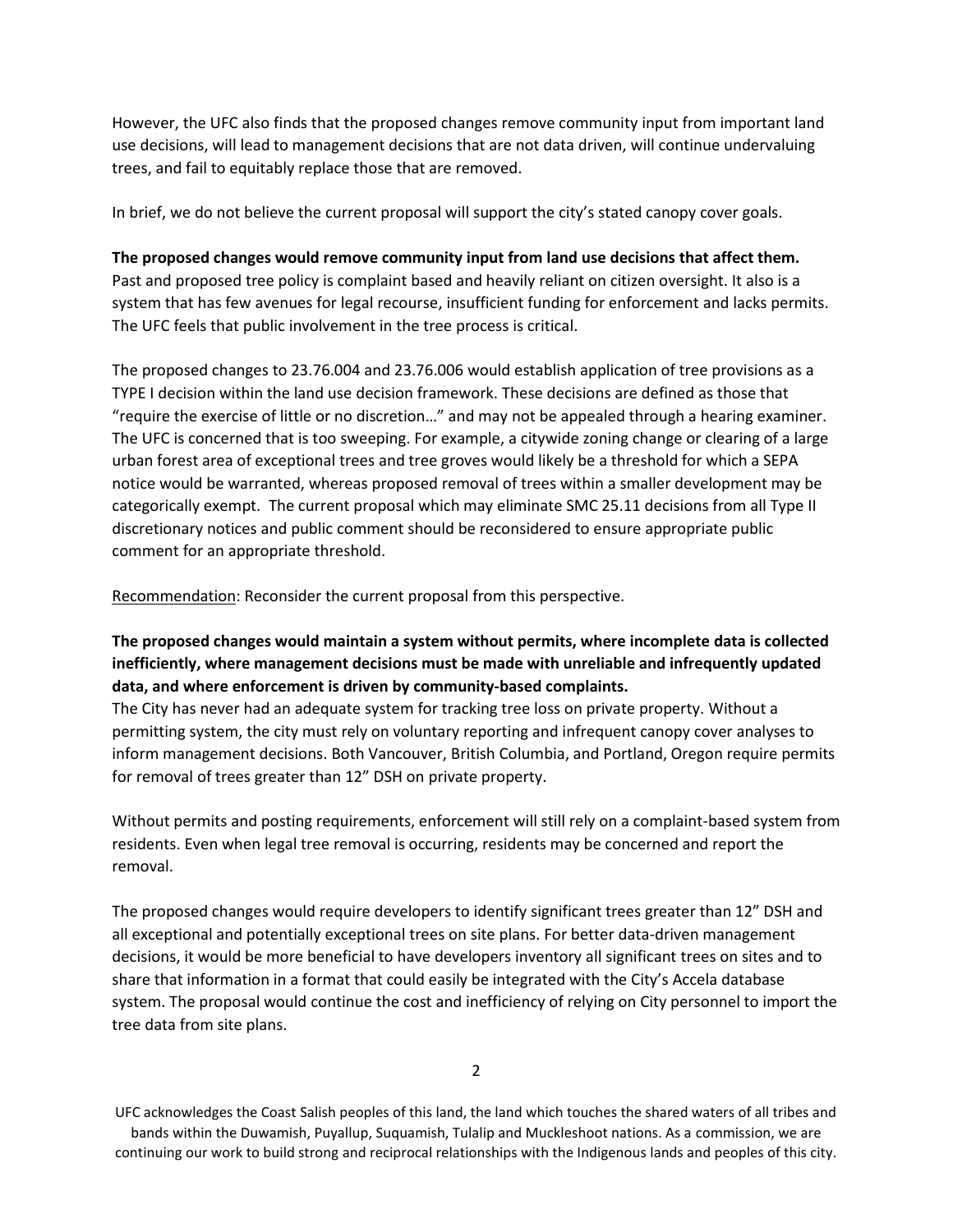However, the UFC also finds that the proposed changes remove community input from important land use decisions, will lead to management decisions that are not data driven, will continue undervaluing trees, and fail to equitably replace those that are removed.

In brief, we do not believe the current proposal will support the city's stated canopy cover goals.

**The proposed changes would remove community input from land use decisions that affect them.** Past and proposed tree policy is complaint based and heavily reliant on citizen oversight. It also is a system that has few avenues for legal recourse, insufficient funding for enforcement and lacks permits. The UFC feels that public involvement in the tree process is critical.

The proposed changes to 23.76.004 and 23.76.006 would establish application of tree provisions as a TYPE I decision within the land use decision framework. These decisions are defined as those that "require the exercise of little or no discretion…" and may not be appealed through a hearing examiner. The UFC is concerned that is too sweeping. For example, a citywide zoning change or clearing of a large urban forest area of exceptional trees and tree groves would likely be a threshold for which a SEPA notice would be warranted, whereas proposed removal of trees within a smaller development may be categorically exempt. The current proposal which may eliminate SMC 25.11 decisions from all Type II discretionary notices and public comment should be reconsidered to ensure appropriate public comment for an appropriate threshold.

<u>Recommendation</u>: Reconsider the current proposal from this perspective.

**The proposed changes would maintain a system without permits, where incomplete data is collected inefficiently, where management decisions must be made with unreliable and infrequently updated data, and where enforcement is driven by community-based complaints.**
The City has never had an adequate system for tracking tree loss on private property. Without a permitting system, the city must rely on voluntary reporting and infrequent canopy cover analyses to inform management decisions. Both Vancouver, British Columbia, and Portland, Oregon require permits for removal of trees greater than 12" DSH on private property.

Without permits and posting requirements, enforcement will still rely on a complaint-based system from residents. Even when legal tree removal is occurring, residents may be concerned and report the removal.

The proposed changes would require developers to identify significant trees greater than 12" DSH and all exceptional and potentially exceptional trees on site plans. For better data-driven management decisions, it would be more beneficial to have developers inventory all significant trees on sites and to share that information in a format that could easily be integrated with the City's Accela database system. The proposal would continue the cost and inefficiency of relying on City personnel to import the tree data from site plans.

UFC acknowledges the Coast Salish peoples of this land, the land which touches the shared waters of all tribes and bands within the Duwamish, Puyallup, Suquamish, Tulalip and Muckleshoot nations. As a commission, we are continuing our work to build strong and reciprocal relationships with the Indigenous lands and peoples of this city.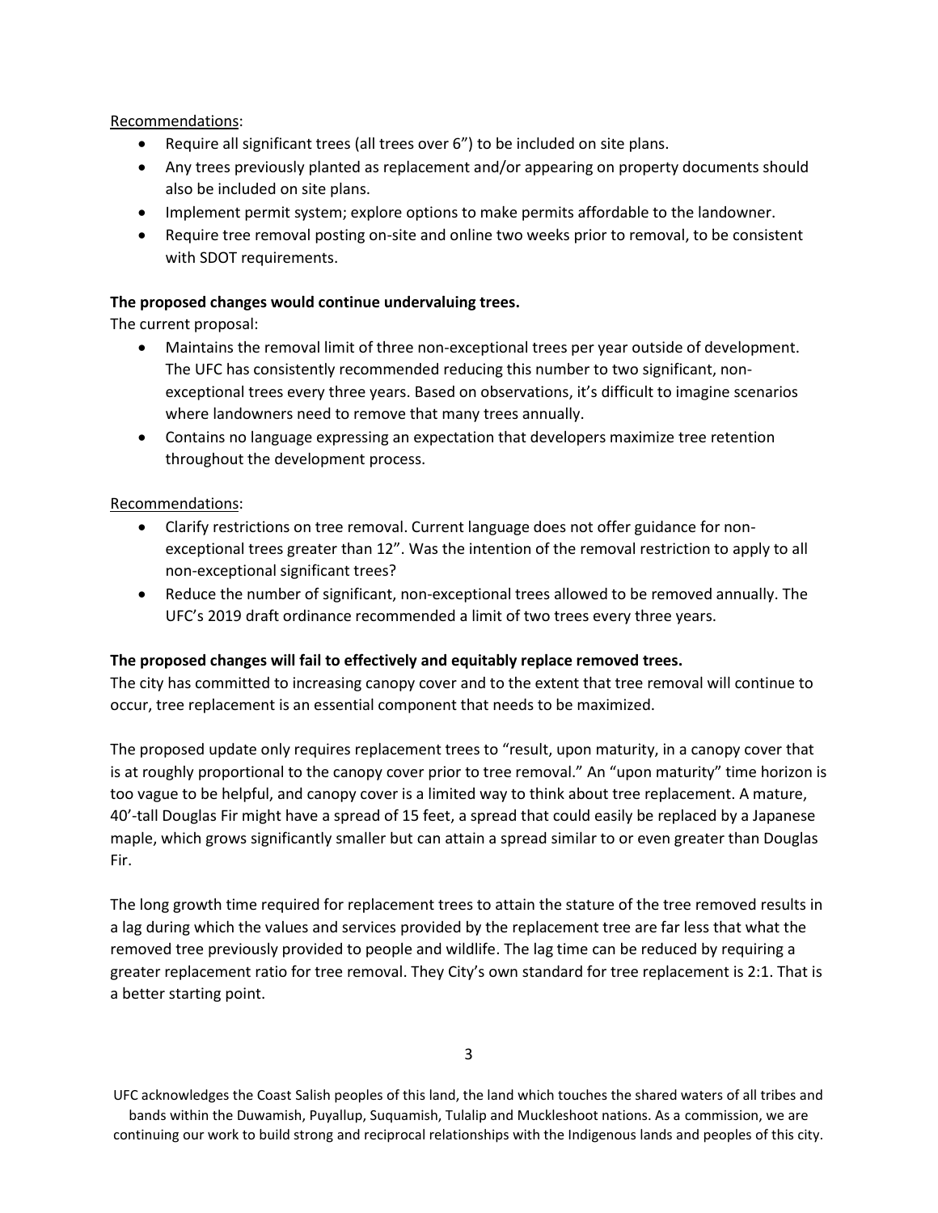Recommendations:

- Require all significant trees (all trees over 6”) to be included on site plans.
- Any trees previously planted as replacement and/or appearing on property documents should also be included on site plans.
- Implement permit system; explore options to make permits affordable to the landowner.
- Require tree removal posting on-site and online two weeks prior to removal, to be consistent with SDOT requirements.

**The proposed changes would continue undervaluing trees.**

The current proposal:

- Maintains the removal limit of three non-exceptional trees per year outside of development. The UFC has consistently recommended reducing this number to two significant, non-exceptional trees every three years. Based on observations, it’s difficult to imagine scenarios where landowners need to remove that many trees annually.
- Contains no language expressing an expectation that developers maximize tree retention throughout the development process.

Recommendations:

- Clarify restrictions on tree removal. Current language does not offer guidance for non-exceptional trees greater than 12”. Was the intention of the removal restriction to apply to all non-exceptional significant trees?
- Reduce the number of significant, non-exceptional trees allowed to be removed annually. The UFC’s 2019 draft ordinance recommended a limit of two trees every three years.

**The proposed changes will fail to effectively and equitably replace removed trees.**

The city has committed to increasing canopy cover and to the extent that tree removal will continue to occur, tree replacement is an essential component that needs to be maximized.

The proposed update only requires replacement trees to “result, upon maturity, in a canopy cover that is at roughly proportional to the canopy cover prior to tree removal.” An “upon maturity” time horizon is too vague to be helpful, and canopy cover is a limited way to think about tree replacement. A mature, 40’-tall Douglas Fir might have a spread of 15 feet, a spread that could easily be replaced by a Japanese maple, which grows significantly smaller but can attain a spread similar to or even greater than Douglas Fir.

The long growth time required for replacement trees to attain the stature of the tree removed results in a lag during which the values and services provided by the replacement tree are far less that what the removed tree previously provided to people and wildlife. The lag time can be reduced by requiring a greater replacement ratio for tree removal. They City’s own standard for tree replacement is 2:1. That is a better starting point.

UFC acknowledges the Coast Salish peoples of this land, the land which touches the shared waters of all tribes and bands within the Duwamish, Puyallup, Suquamish, Tulalip and Muckleshoot nations. As a commission, we are continuing our work to build strong and reciprocal relationships with the Indigenous lands and peoples of this city.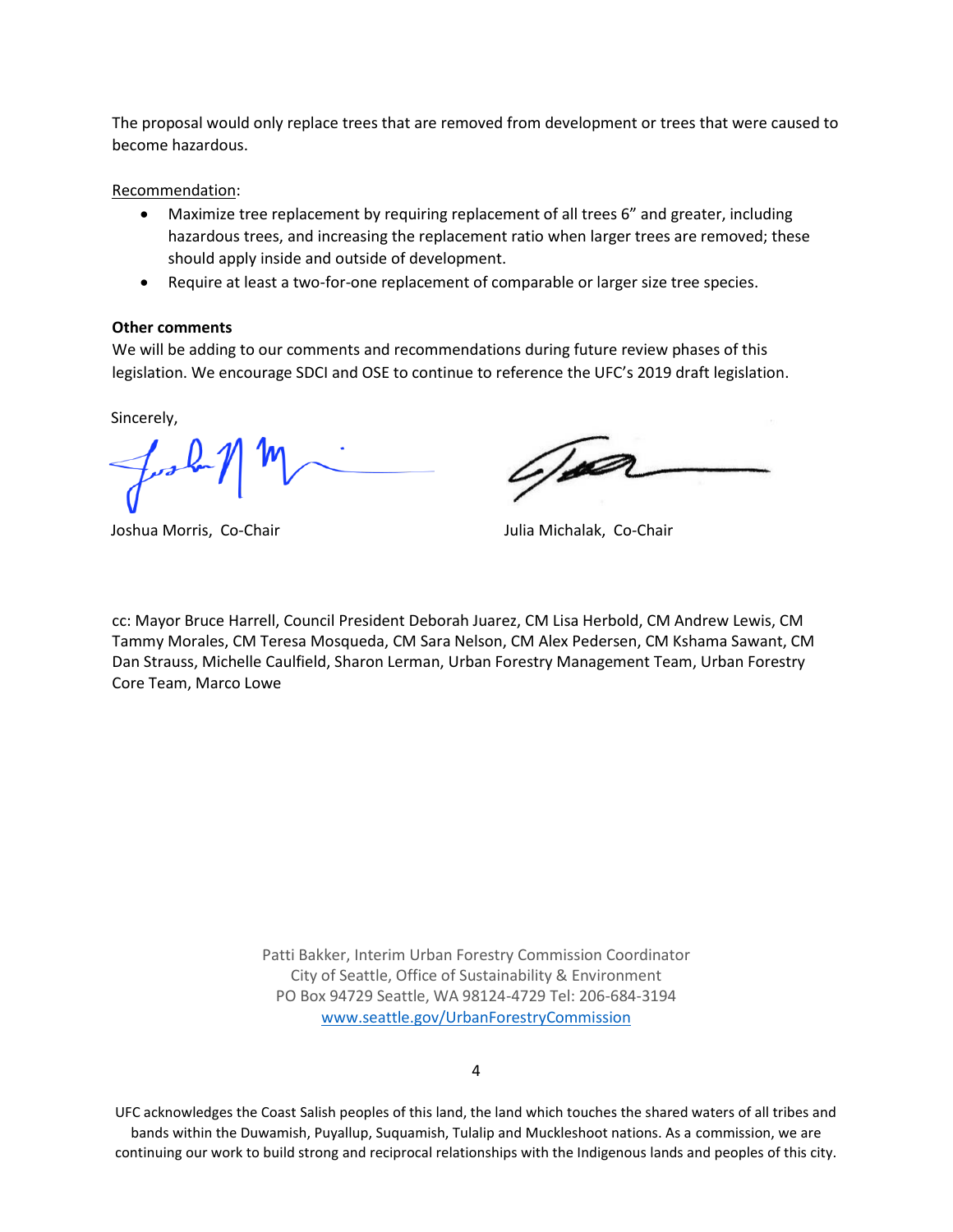The proposal would only replace trees that are removed from development or trees that were caused to become hazardous.

Recommendation:

- Maximize tree replacement by requiring replacement of all trees 6" and greater, including hazardous trees, and increasing the replacement ratio when larger trees are removed; these should apply inside and outside of development.
- Require at least a two-for-one replacement of comparable or larger size tree species.

**Other comments**

We will be adding to our comments and recommendations during future review phases of this legislation. We encourage SDCI and OSE to continue to reference the UFC's 2019 draft legislation.

Sincerely,

Joshua Morris, Co-Chair

Julia Michalak, Co-Chair

cc: Mayor Bruce Harrell, Council President Deborah Juarez, CM Lisa Herbold, CM Andrew Lewis, CM Tammy Morales, CM Teresa Mosqueda, CM Sara Nelson, CM Alex Pedersen, CM Kshama Sawant, CM Dan Strauss, Michelle Caulfield, Sharon Lerman, Urban Forestry Management Team, Urban Forestry Core Team, Marco Lowe

Patti Bakker, Interim Urban Forestry Commission Coordinator
City of Seattle, Office of Sustainability & Environment
PO Box 94729 Seattle, WA 98124-4729 Tel: 206-684-3194
www.seattle.gov/UrbanForestryCommission

UFC acknowledges the Coast Salish peoples of this land, the land which touches the shared waters of all tribes and bands within the Duwamish, Puyallup, Suquamish, Tulalip and Muckleshoot nations. As a commission, we are continuing our work to build strong and reciprocal relationships with the Indigenous lands and peoples of this city.